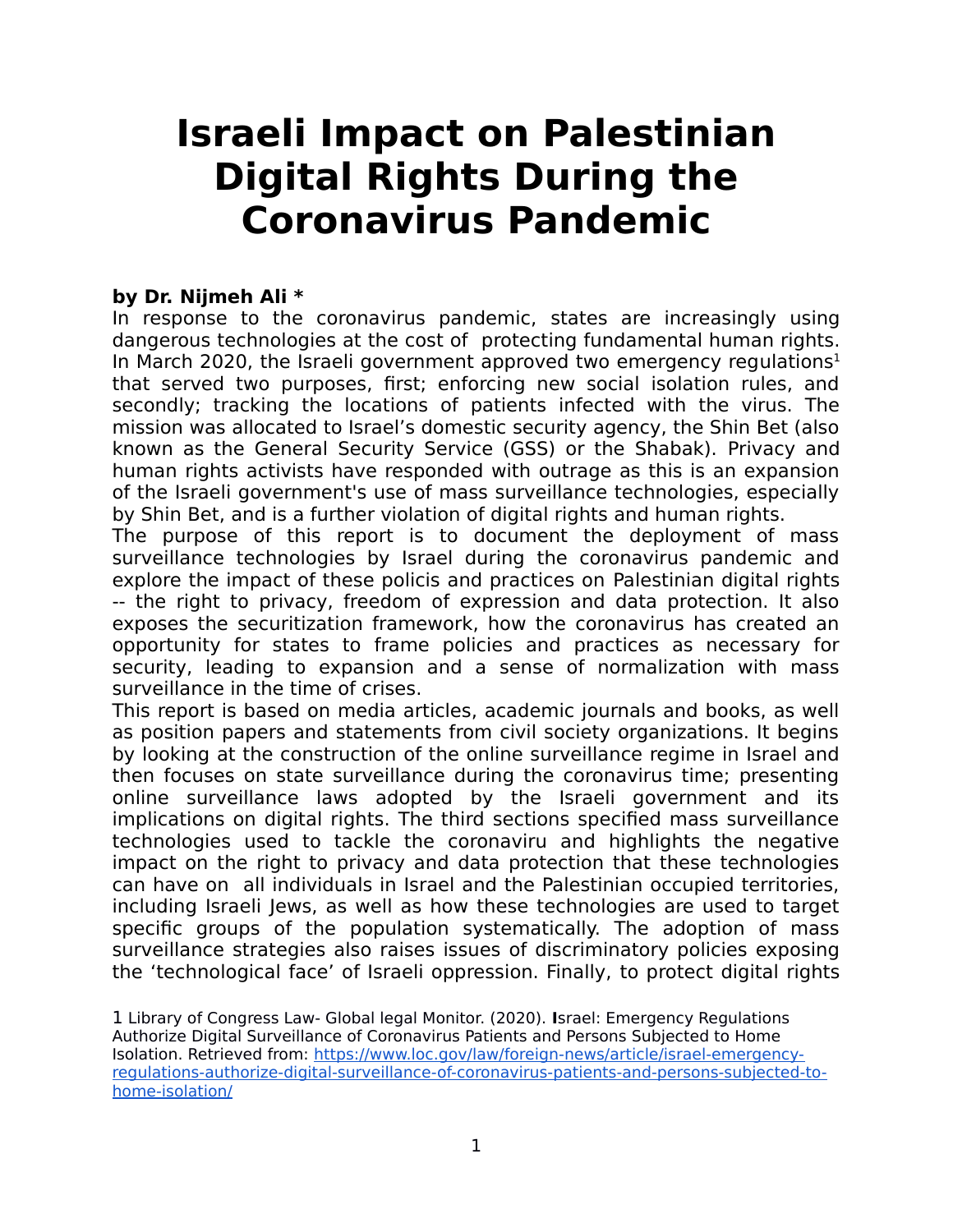# Israeli Impact on Palestinian Digital Rights During the Coronavirus Pandemic

**by Dr. Nijmeh Ali ***

In response to the coronavirus pandemic, states are increasingly using dangerous technologies at the cost of protecting fundamental human rights. In March 2020, the Israeli government approved two emergency regulations[1] that served two purposes, first; enforcing new social isolation rules, and secondly; tracking the locations of patients infected with the virus. The mission was allocated to Israel's domestic security agency, the Shin Bet (also known as the General Security Service (GSS) or the Shabak). Privacy and human rights activists have responded with outrage as this is an expansion of the Israeli government's use of mass surveillance technologies, especially by Shin Bet, and is a further violation of digital rights and human rights.

The purpose of this report is to document the deployment of mass surveillance technologies by Israel during the coronavirus pandemic and explore the impact of these policis and practices on Palestinian digital rights -- the right to privacy, freedom of expression and data protection. It also exposes the securitization framework, how the coronavirus has created an opportunity for states to frame policies and practices as necessary for security, leading to expansion and a sense of normalization with mass surveillance in the time of crises.

This report is based on media articles, academic journals and books, as well as position papers and statements from civil society organizations. It begins by looking at the construction of the online surveillance regime in Israel and then focuses on state surveillance during the coronavirus time; presenting online surveillance laws adopted by the Israeli government and its implications on digital rights. The third sections specified mass surveillance technologies used to tackle the coronaviru and highlights the negative impact on the right to privacy and data protection that these technologies can have on all individuals in Israel and the Palestinian occupied territories, including Israeli Jews, as well as how these technologies are used to target specific groups of the population systematically. The adoption of mass surveillance strategies also raises issues of discriminatory policies exposing the 'technological face' of Israeli oppression. Finally, to protect digital rights

1 Library of Congress Law- Global legal Monitor. (2020). Israel: Emergency Regulations Authorize Digital Surveillance of Coronavirus Patients and Persons Subjected to Home Isolation. Retrieved from: https://www.loc.gov/law/foreign-news/article/israel-emergency-regulations-authorize-digital-surveillance-of-coronavirus-patients-and-persons-subjected-to-home-isolation/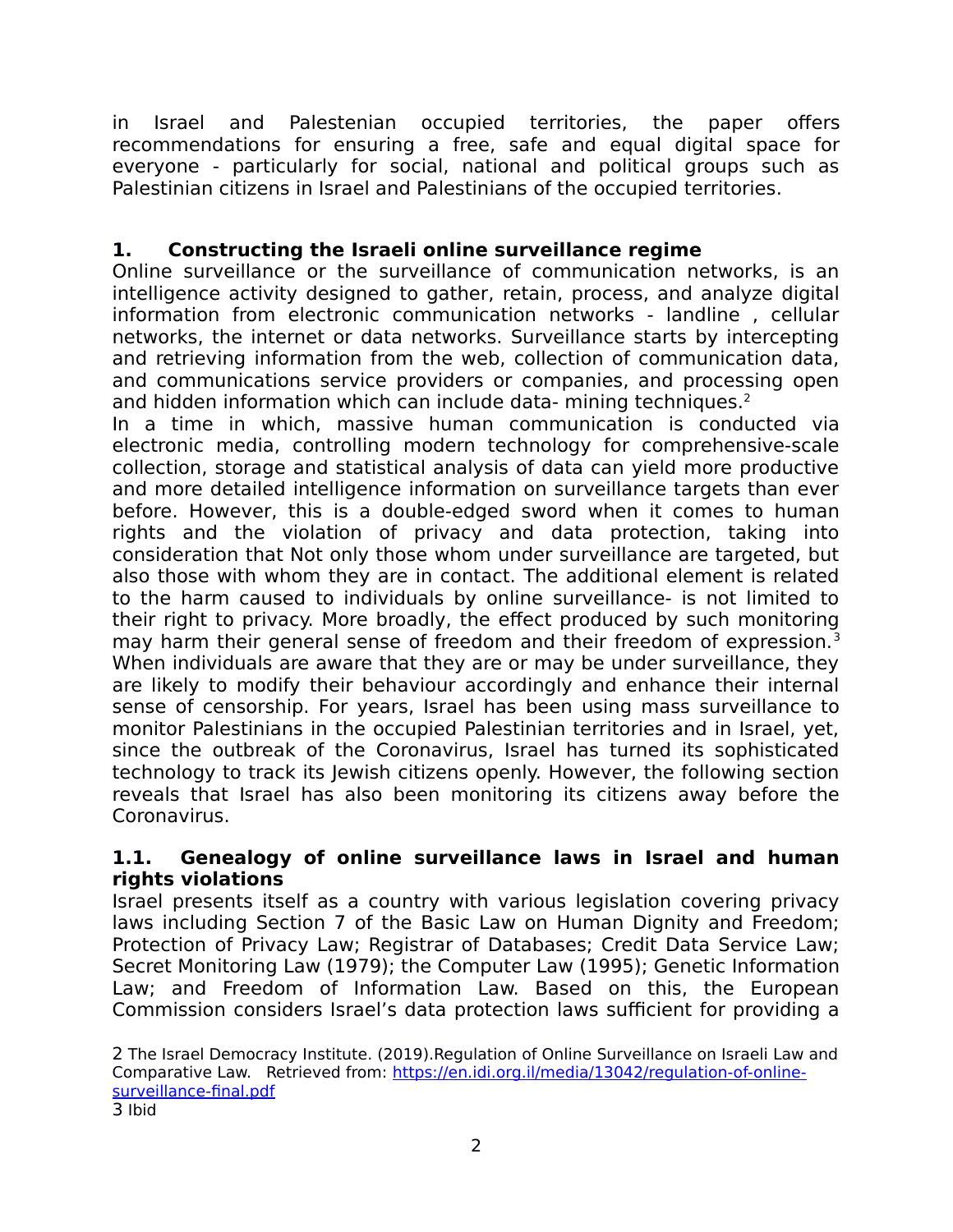in Israel and Palestenian occupied territories, the paper offers recommendations for ensuring a free, safe and equal digital space for everyone - particularly for social, national and political groups such as Palestinian citizens in Israel and Palestinians of the occupied territories.

## 1. Constructing the Israeli online surveillance regime

Online surveillance or the surveillance of communication networks, is an intelligence activity designed to gather, retain, process, and analyze digital information from electronic communication networks - landline , cellular networks, the internet or data networks. Surveillance starts by intercepting and retrieving information from the web, collection of communication data, and communications service providers or companies, and processing open and hidden information which can include data- mining techniques.[2]

In a time in which, massive human communication is conducted via electronic media, controlling modern technology for comprehensive-scale collection, storage and statistical analysis of data can yield more productive and more detailed intelligence information on surveillance targets than ever before. However, this is a double-edged sword when it comes to human rights and the violation of privacy and data protection, taking into consideration that Not only those whom under surveillance are targeted, but also those with whom they are in contact. The additional element is related to the harm caused to individuals by online surveillance- is not limited to their right to privacy. More broadly, the effect produced by such monitoring may harm their general sense of freedom and their freedom of expression.[3] When individuals are aware that they are or may be under surveillance, they are likely to modify their behaviour accordingly and enhance their internal sense of censorship. For years, Israel has been using mass surveillance to monitor Palestinians in the occupied Palestinian territories and in Israel, yet, since the outbreak of the Coronavirus, Israel has turned its sophisticated technology to track its Jewish citizens openly. However, the following section reveals that Israel has also been monitoring its citizens away before the Coronavirus.

### 1.1. Genealogy of online surveillance laws in Israel and human rights violations

Israel presents itself as a country with various legislation covering privacy laws including Section 7 of the Basic Law on Human Dignity and Freedom; Protection of Privacy Law; Registrar of Databases; Credit Data Service Law; Secret Monitoring Law (1979); the Computer Law (1995); Genetic Information Law; and Freedom of Information Law. Based on this, the European Commission considers Israel's data protection laws sufficient for providing a

---

2 The Israel Democracy Institute. (2019).Regulation of Online Surveillance on Israeli Law and Comparative Law. Retrieved from: https://en.idi.org.il/media/13042/regulation-of-online-surveillance-final.pdf

3 Ibid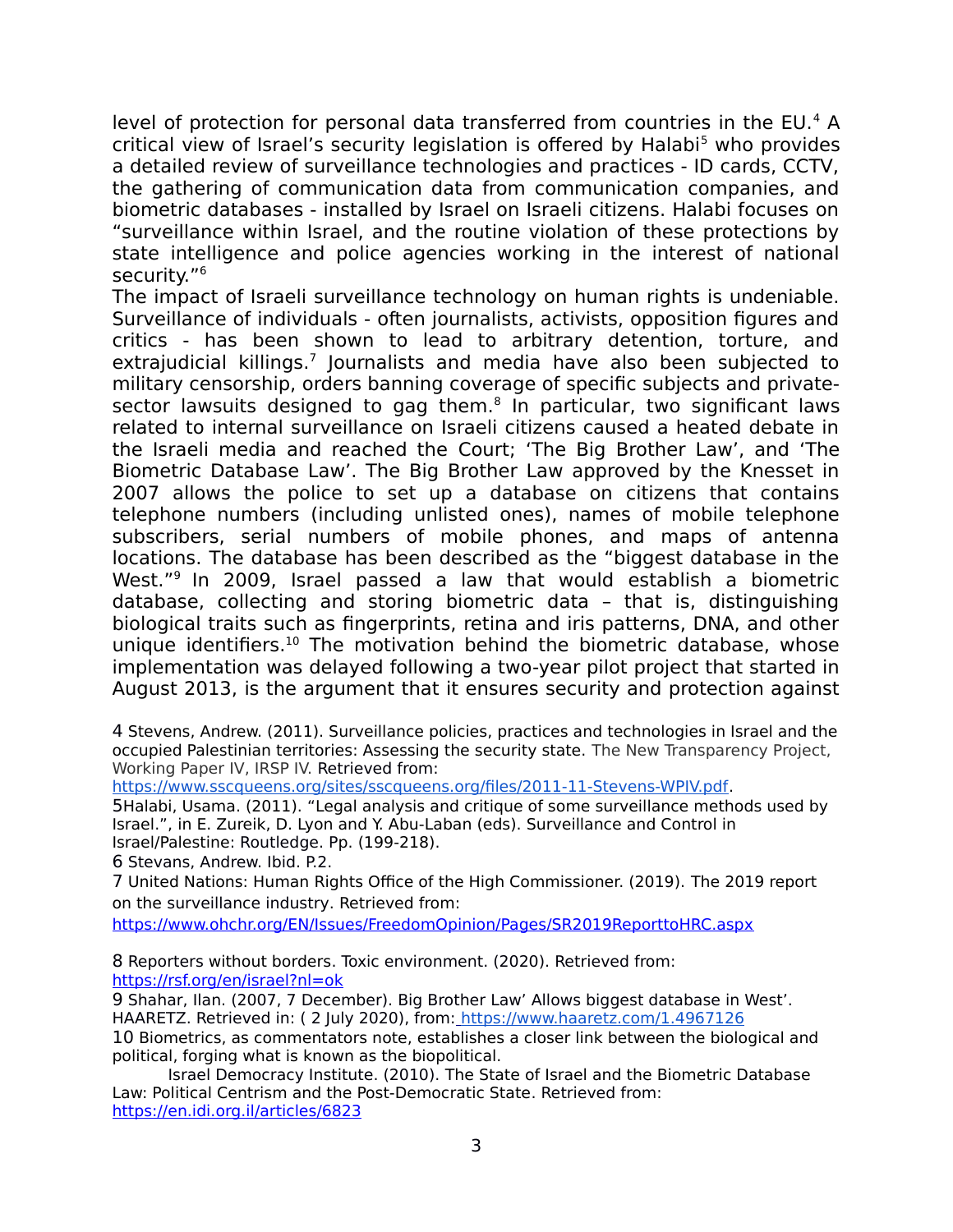level of protection for personal data transferred from countries in the EU.[4] A critical view of Israel's security legislation is offered by Halabi[5] who provides a detailed review of surveillance technologies and practices - ID cards, CCTV, the gathering of communication data from communication companies, and biometric databases - installed by Israel on Israeli citizens. Halabi focuses on "surveillance within Israel, and the routine violation of these protections by state intelligence and police agencies working in the interest of national security."[6]

The impact of Israeli surveillance technology on human rights is undeniable. Surveillance of individuals - often journalists, activists, opposition figures and critics - has been shown to lead to arbitrary detention, torture, and extrajudicial killings.[7] Journalists and media have also been subjected to military censorship, orders banning coverage of specific subjects and private-sector lawsuits designed to gag them.[8] In particular, two significant laws related to internal surveillance on Israeli citizens caused a heated debate in the Israeli media and reached the Court; 'The Big Brother Law', and 'The Biometric Database Law'. The Big Brother Law approved by the Knesset in 2007 allows the police to set up a database on citizens that contains telephone numbers (including unlisted ones), names of mobile telephone subscribers, serial numbers of mobile phones, and maps of antenna locations. The database has been described as the "biggest database in the West."[9] In 2009, Israel passed a law that would establish a biometric database, collecting and storing biometric data – that is, distinguishing biological traits such as fingerprints, retina and iris patterns, DNA, and other unique identifiers.[10] The motivation behind the biometric database, whose implementation was delayed following a two-year pilot project that started in August 2013, is the argument that it ensures security and protection against

4 Stevens, Andrew. (2011). Surveillance policies, practices and technologies in Israel and the occupied Palestinian territories: Assessing the security state. The New Transparency Project, Working Paper IV, IRSP IV. Retrieved from: https://www.sscqueens.org/sites/sscqueens.org/files/2011-11-Stevens-WPIV.pdf.

5 Halabi, Usama. (2011). "Legal analysis and critique of some surveillance methods used by Israel.", in E. Zureik, D. Lyon and Y. Abu-Laban (eds). Surveillance and Control in Israel/Palestine: Routledge. Pp. (199-218).

6 Stevans, Andrew. Ibid. P.2.

7 United Nations: Human Rights Office of the High Commissioner. (2019). The 2019 report on the surveillance industry. Retrieved from: https://www.ohchr.org/EN/Issues/FreedomOpinion/Pages/SR2019ReporttoHRC.aspx

8 Reporters without borders. Toxic environment. (2020). Retrieved from: https://rsf.org/en/israel?nl=ok

9 Shahar, Ilan. (2007, 7 December). Big Brother Law' Allows biggest database in West'. HAARETZ. Retrieved in: ( 2 July 2020), from: https://www.haaretz.com/1.4967126

10 Biometrics, as commentators note, establishes a closer link between the biological and political, forging what is known as the biopolitical.

Israel Democracy Institute. (2010). The State of Israel and the Biometric Database Law: Political Centrism and the Post-Democratic State. Retrieved from: https://en.idi.org.il/articles/6823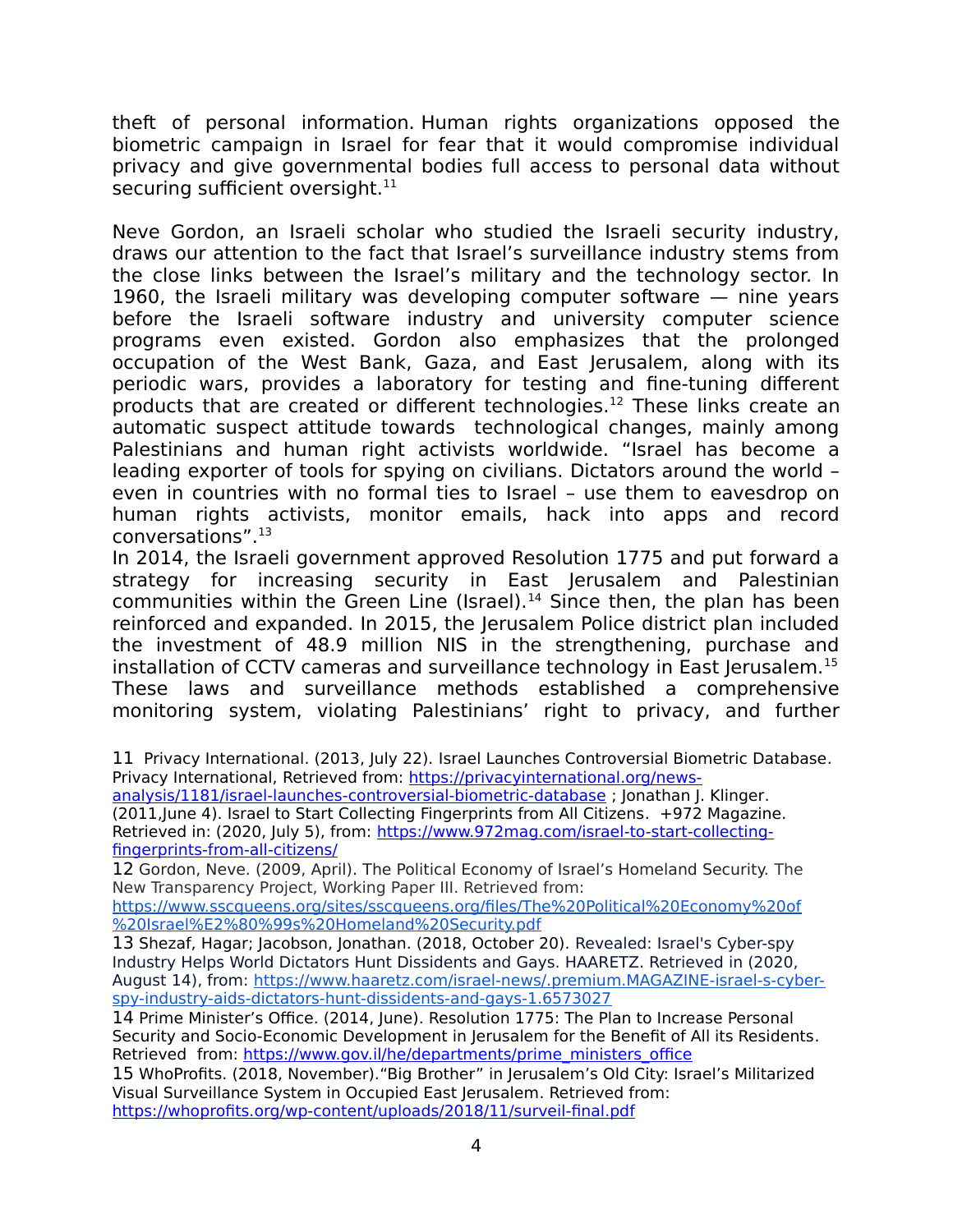theft of personal information. Human rights organizations opposed the biometric campaign in Israel for fear that it would compromise individual privacy and give governmental bodies full access to personal data without securing sufficient oversight.[11]

Neve Gordon, an Israeli scholar who studied the Israeli security industry, draws our attention to the fact that Israel's surveillance industry stems from the close links between the Israel's military and the technology sector. In 1960, the Israeli military was developing computer software — nine years before the Israeli software industry and university computer science programs even existed. Gordon also emphasizes that the prolonged occupation of the West Bank, Gaza, and East Jerusalem, along with its periodic wars, provides a laboratory for testing and fine-tuning different products that are created or different technologies.[12] These links create an automatic suspect attitude towards technological changes, mainly among Palestinians and human right activists worldwide. "Israel has become a leading exporter of tools for spying on civilians. Dictators around the world – even in countries with no formal ties to Israel – use them to eavesdrop on human rights activists, monitor emails, hack into apps and record conversations".[13]

In 2014, the Israeli government approved Resolution 1775 and put forward a strategy for increasing security in East Jerusalem and Palestinian communities within the Green Line (Israel).[14] Since then, the plan has been reinforced and expanded. In 2015, the Jerusalem Police district plan included the investment of 48.9 million NIS in the strengthening, purchase and installation of CCTV cameras and surveillance technology in East Jerusalem.[15] These laws and surveillance methods established a comprehensive monitoring system, violating Palestinians' right to privacy, and further

---

11 Privacy International. (2013, July 22). Israel Launches Controversial Biometric Database. Privacy International, Retrieved from: https://privacyinternational.org/news-analysis/1181/israel-launches-controversial-biometric-database ; Jonathan J. Klinger. (2011,June 4). Israel to Start Collecting Fingerprints from All Citizens. +972 Magazine. Retrieved in: (2020, July 5), from: https://www.972mag.com/israel-to-start-collecting-fingerprints-from-all-citizens/

12 Gordon, Neve. (2009, April). The Political Economy of Israel's Homeland Security. The New Transparency Project, Working Paper III. Retrieved from: https://www.sscqueens.org/sites/sscqueens.org/files/The%20Political%20Economy%20of%20Israel%E2%80%99s%20Homeland%20Security.pdf

13 Shezaf, Hagar; Jacobson, Jonathan. (2018, October 20). Revealed: Israel's Cyber-spy Industry Helps World Dictators Hunt Dissidents and Gays. HAARETZ. Retrieved in (2020, August 14), from: https://www.haaretz.com/israel-news/.premium.MAGAZINE-israel-s-cyber-spy-industry-aids-dictators-hunt-dissidents-and-gays-1.6573027

14 Prime Minister's Office. (2014, June). Resolution 1775: The Plan to Increase Personal Security and Socio-Economic Development in Jerusalem for the Benefit of All its Residents. Retrieved from: https://www.gov.il/he/departments/prime_ministers_office

15 WhoProfits. (2018, November)."Big Brother" in Jerusalem's Old City: Israel's Militarized Visual Surveillance System in Occupied East Jerusalem. Retrieved from: https://whoprofits.org/wp-content/uploads/2018/11/surveil-final.pdf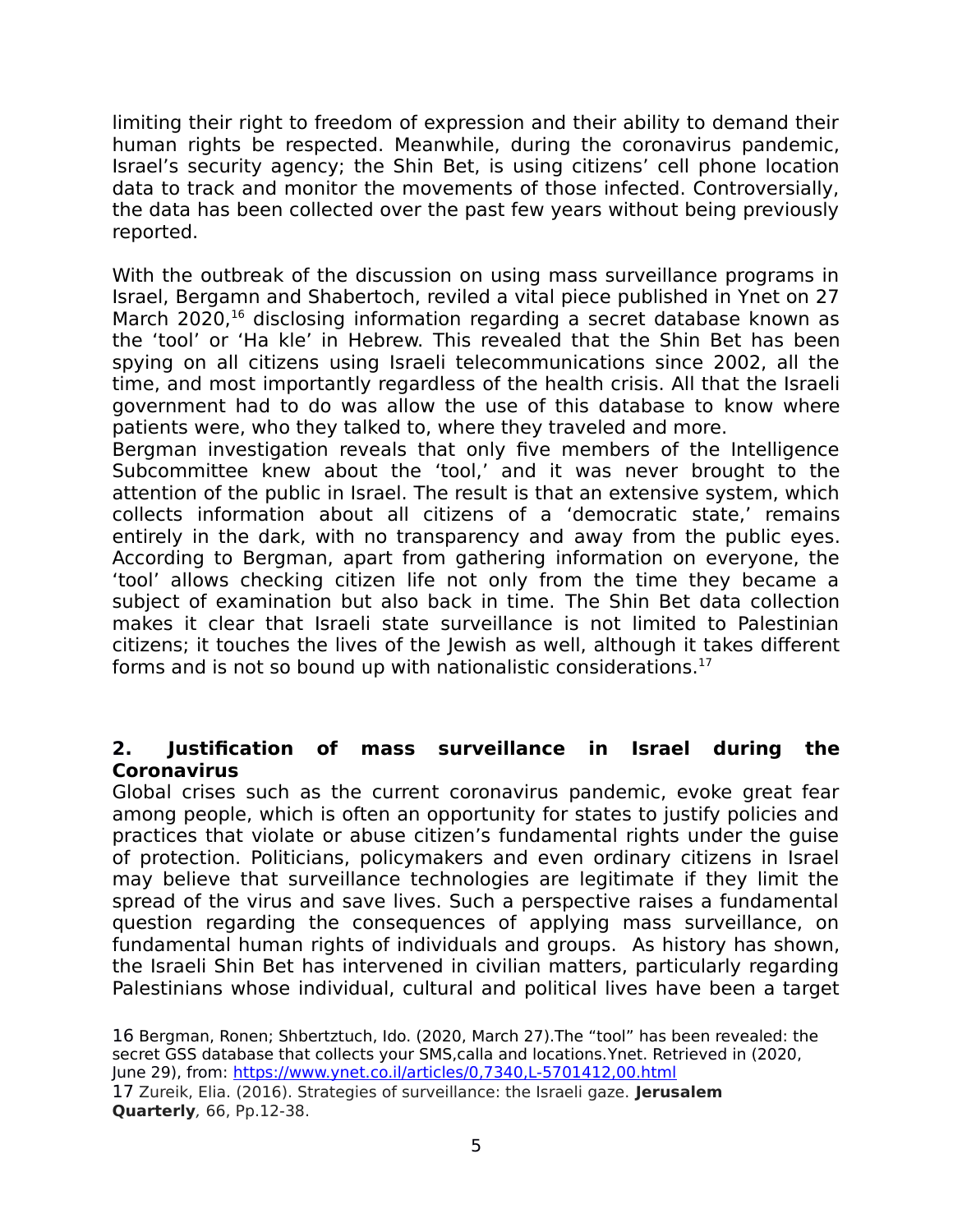limiting their right to freedom of expression and their ability to demand their human rights be respected. Meanwhile, during the coronavirus pandemic, Israel's security agency; the Shin Bet, is using citizens' cell phone location data to track and monitor the movements of those infected. Controversially, the data has been collected over the past few years without being previously reported.

With the outbreak of the discussion on using mass surveillance programs in Israel, Bergamn and Shabertoch, reviled a vital piece published in Ynet on 27 March 2020,[16] disclosing information regarding a secret database known as the 'tool' or 'Ha kle' in Hebrew. This revealed that the Shin Bet has been spying on all citizens using Israeli telecommunications since 2002, all the time, and most importantly regardless of the health crisis. All that the Israeli government had to do was allow the use of this database to know where patients were, who they talked to, where they traveled and more.
Bergman investigation reveals that only five members of the Intelligence Subcommittee knew about the 'tool,' and it was never brought to the attention of the public in Israel. The result is that an extensive system, which collects information about all citizens of a 'democratic state,' remains entirely in the dark, with no transparency and away from the public eyes. According to Bergman, apart from gathering information on everyone, the 'tool' allows checking citizen life not only from the time they became a subject of examination but also back in time. The Shin Bet data collection makes it clear that Israeli state surveillance is not limited to Palestinian citizens; it touches the lives of the Jewish as well, although it takes different forms and is not so bound up with nationalistic considerations.[17]

## 2. Justification of mass surveillance in Israel during the Coronavirus

Global crises such as the current coronavirus pandemic, evoke great fear among people, which is often an opportunity for states to justify policies and practices that violate or abuse citizen's fundamental rights under the guise of protection. Politicians, policymakers and even ordinary citizens in Israel may believe that surveillance technologies are legitimate if they limit the spread of the virus and save lives. Such a perspective raises a fundamental question regarding the consequences of applying mass surveillance, on fundamental human rights of individuals and groups. As history has shown, the Israeli Shin Bet has intervened in civilian matters, particularly regarding Palestinians whose individual, cultural and political lives have been a target

16 Bergman, Ronen; Shbertztuch, Ido. (2020, March 27).The "tool" has been revealed: the secret GSS database that collects your SMS,calla and locations.Ynet. Retrieved in (2020, June 29), from: https://www.ynet.co.il/articles/0,7340,L-5701412,00.html

17 Zureik, Elia. (2016). Strategies of surveillance: the Israeli gaze. **Jerusalem Quarterly**, 66, Pp.12-38.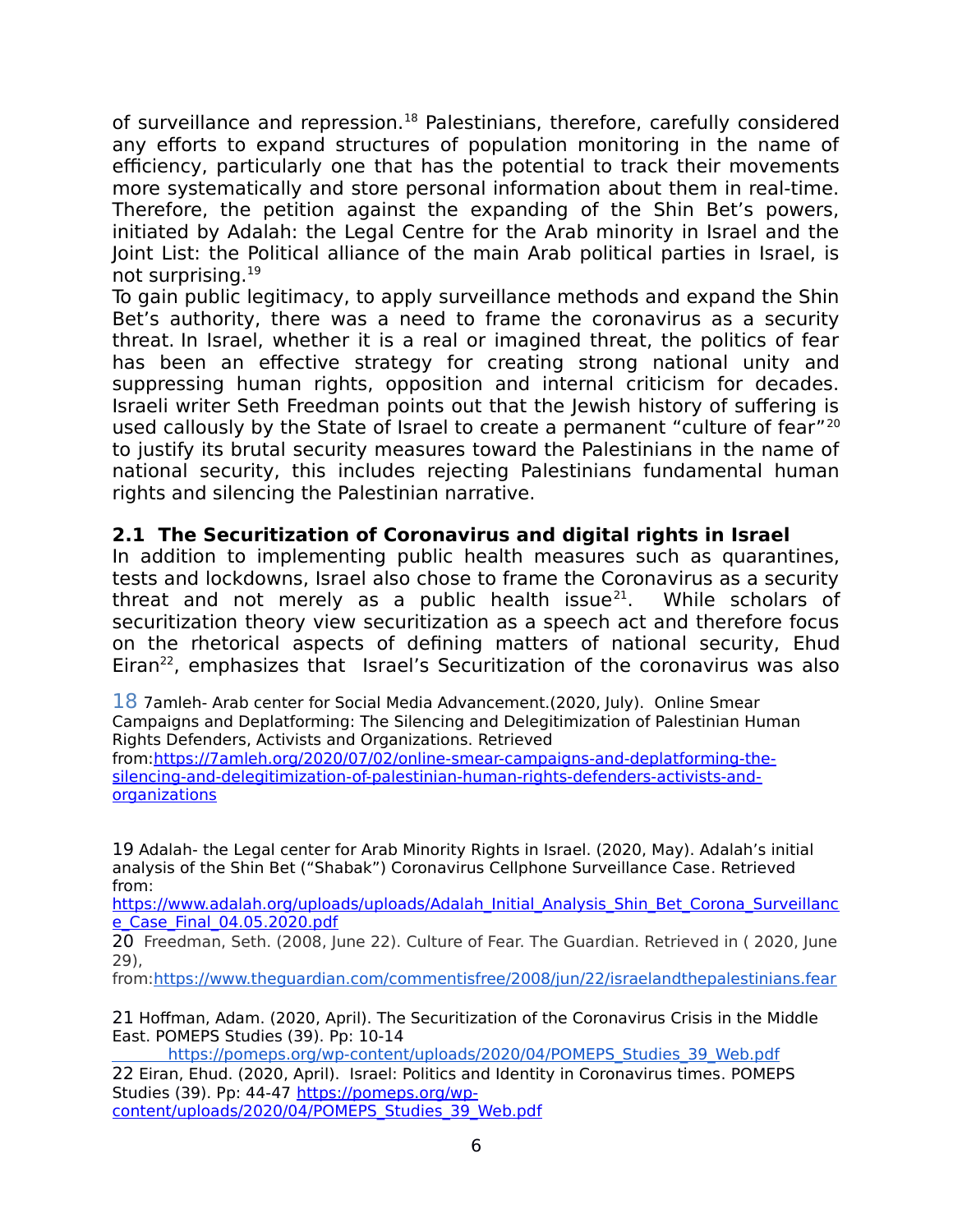of surveillance and repression.[18] Palestinians, therefore, carefully considered any efforts to expand structures of population monitoring in the name of efficiency, particularly one that has the potential to track their movements more systematically and store personal information about them in real-time. Therefore, the petition against the expanding of the Shin Bet's powers, initiated by Adalah: the Legal Centre for the Arab minority in Israel and the Joint List: the Political alliance of the main Arab political parties in Israel, is not surprising.[19]

To gain public legitimacy, to apply surveillance methods and expand the Shin Bet's authority, there was a need to frame the coronavirus as a security threat. In Israel, whether it is a real or imagined threat, the politics of fear has been an effective strategy for creating strong national unity and suppressing human rights, opposition and internal criticism for decades. Israeli writer Seth Freedman points out that the Jewish history of suffering is used callously by the State of Israel to create a permanent "culture of fear"[20] to justify its brutal security measures toward the Palestinians in the name of national security, this includes rejecting Palestinians fundamental human rights and silencing the Palestinian narrative.

## 2.1 The Securitization of Coronavirus and digital rights in Israel

In addition to implementing public health measures such as quarantines, tests and lockdowns, Israel also chose to frame the Coronavirus as a security threat and not merely as a public health issue[21]. While scholars of securitization theory view securitization as a speech act and therefore focus on the rhetorical aspects of defining matters of national security, Ehud Eiran[22], emphasizes that Israel's Securitization of the coronavirus was also

18 7amleh- Arab center for Social Media Advancement.(2020, July). Online Smear Campaigns and Deplatforming: The Silencing and Delegitimization of Palestinian Human Rights Defenders, Activists and Organizations. Retrieved from:https://7amleh.org/2020/07/02/online-smear-campaigns-and-deplatforming-the-silencing-and-delegitimization-of-palestinian-human-rights-defenders-activists-and-organizations

19 Adalah- the Legal center for Arab Minority Rights in Israel. (2020, May). Adalah's initial analysis of the Shin Bet ("Shabak") Coronavirus Cellphone Surveillance Case. Retrieved from: https://www.adalah.org/uploads/uploads/Adalah_Initial_Analysis_Shin_Bet_Corona_Surveillance_Case_Final_04.05.2020.pdf

20 Freedman, Seth. (2008, June 22). Culture of Fear. The Guardian. Retrieved in ( 2020, June 29), from:https://www.theguardian.com/commentisfree/2008/jun/22/israelandthepalestinians.fear

21 Hoffman, Adam. (2020, April). The Securitization of the Coronavirus Crisis in the Middle East. POMEPS Studies (39). Pp: 10-14 https://pomeps.org/wp-content/uploads/2020/04/POMEPS_Studies_39_Web.pdf

22 Eiran, Ehud. (2020, April). Israel: Politics and Identity in Coronavirus times. POMEPS Studies (39). Pp: 44-47 https://pomeps.org/wp-content/uploads/2020/04/POMEPS_Studies_39_Web.pdf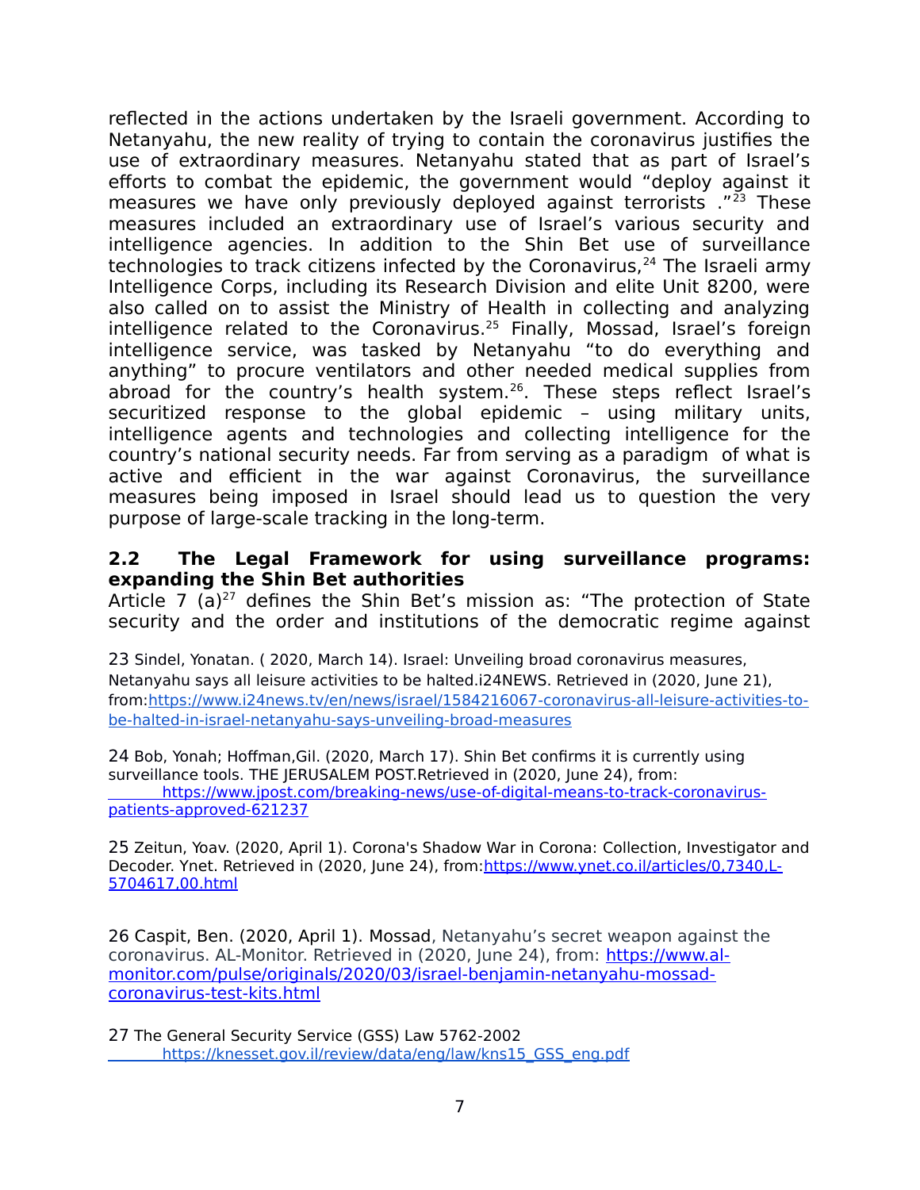reflected in the actions undertaken by the Israeli government. According to Netanyahu, the new reality of trying to contain the coronavirus justifies the use of extraordinary measures. Netanyahu stated that as part of Israel's efforts to combat the epidemic, the government would "deploy against it measures we have only previously deployed against terrorists ."[23] These measures included an extraordinary use of Israel's various security and intelligence agencies. In addition to the Shin Bet use of surveillance technologies to track citizens infected by the Coronavirus,[24] The Israeli army Intelligence Corps, including its Research Division and elite Unit 8200, were also called on to assist the Ministry of Health in collecting and analyzing intelligence related to the Coronavirus.[25] Finally, Mossad, Israel's foreign intelligence service, was tasked by Netanyahu "to do everything and anything" to procure ventilators and other needed medical supplies from abroad for the country's health system.[26]. These steps reflect Israel's securitized response to the global epidemic – using military units, intelligence agents and technologies and collecting intelligence for the country's national security needs. Far from serving as a paradigm of what is active and efficient in the war against Coronavirus, the surveillance measures being imposed in Israel should lead us to question the very purpose of large-scale tracking in the long-term.

### 2.2 The Legal Framework for using surveillance programs: expanding the Shin Bet authorities

Article 7 (a)[27] defines the Shin Bet's mission as: "The protection of State security and the order and institutions of the democratic regime against

23 Sindel, Yonatan. ( 2020, March 14). Israel: Unveiling broad coronavirus measures, Netanyahu says all leisure activities to be halted.i24NEWS. Retrieved in (2020, June 21), from:https://www.i24news.tv/en/news/israel/1584216067-coronavirus-all-leisure-activities-to-be-halted-in-israel-netanyahu-says-unveiling-broad-measures

24 Bob, Yonah; Hoffman,Gil. (2020, March 17). Shin Bet confirms it is currently using surveillance tools. THE JERUSALEM POST.Retrieved in (2020, June 24), from: https://www.jpost.com/breaking-news/use-of-digital-means-to-track-coronavirus-patients-approved-621237

25 Zeitun, Yoav. (2020, April 1). Corona's Shadow War in Corona: Collection, Investigator and Decoder. Ynet. Retrieved in (2020, June 24), from:https://www.ynet.co.il/articles/0,7340,L-5704617,00.html

26 Caspit, Ben. (2020, April 1). Mossad, Netanyahu's secret weapon against the coronavirus. AL-Monitor. Retrieved in (2020, June 24), from: https://www.al-monitor.com/pulse/originals/2020/03/israel-benjamin-netanyahu-mossad-coronavirus-test-kits.html

27 The General Security Service (GSS) Law 5762-2002 https://knesset.gov.il/review/data/eng/law/kns15_GSS_eng.pdf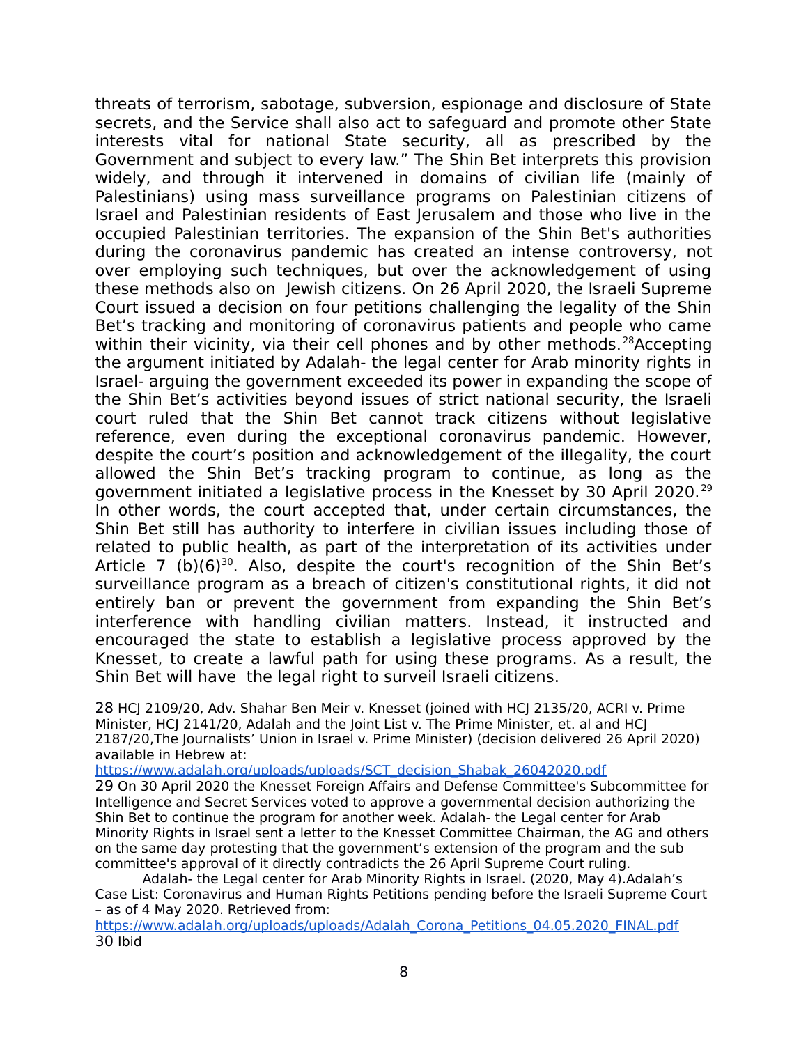threats of terrorism, sabotage, subversion, espionage and disclosure of State secrets, and the Service shall also act to safeguard and promote other State interests vital for national State security, all as prescribed by the Government and subject to every law." The Shin Bet interprets this provision widely, and through it intervened in domains of civilian life (mainly of Palestinians) using mass surveillance programs on Palestinian citizens of Israel and Palestinian residents of East Jerusalem and those who live in the occupied Palestinian territories. The expansion of the Shin Bet's authorities during the coronavirus pandemic has created an intense controversy, not over employing such techniques, but over the acknowledgement of using these methods also on Jewish citizens. On 26 April 2020, the Israeli Supreme Court issued a decision on four petitions challenging the legality of the Shin Bet's tracking and monitoring of coronavirus patients and people who came within their vicinity, via their cell phones and by other methods.[28]Accepting the argument initiated by Adalah- the legal center for Arab minority rights in Israel- arguing the government exceeded its power in expanding the scope of the Shin Bet's activities beyond issues of strict national security, the Israeli court ruled that the Shin Bet cannot track citizens without legislative reference, even during the exceptional coronavirus pandemic. However, despite the court's position and acknowledgement of the illegality, the court allowed the Shin Bet's tracking program to continue, as long as the government initiated a legislative process in the Knesset by 30 April 2020.[29] In other words, the court accepted that, under certain circumstances, the Shin Bet still has authority to interfere in civilian issues including those of related to public health, as part of the interpretation of its activities under Article 7 (b)(6)[30]. Also, despite the court's recognition of the Shin Bet's surveillance program as a breach of citizen's constitutional rights, it did not entirely ban or prevent the government from expanding the Shin Bet's interference with handling civilian matters. Instead, it instructed and encouraged the state to establish a legislative process approved by the Knesset, to create a lawful path for using these programs. As a result, the Shin Bet will have the legal right to surveil Israeli citizens.

28 HCJ 2109/20, Adv. Shahar Ben Meir v. Knesset (joined with HCJ 2135/20, ACRI v. Prime Minister, HCJ 2141/20, Adalah and the Joint List v. The Prime Minister, et. al and HCJ 2187/20,The Journalists' Union in Israel v. Prime Minister) (decision delivered 26 April 2020) available in Hebrew at: https://www.adalah.org/uploads/uploads/SCT_decision_Shabak_26042020.pdf

29 On 30 April 2020 the Knesset Foreign Affairs and Defense Committee's Subcommittee for Intelligence and Secret Services voted to approve a governmental decision authorizing the Shin Bet to continue the program for another week. Adalah- the Legal center for Arab Minority Rights in Israel sent a letter to the Knesset Committee Chairman, the AG and others on the same day protesting that the government's extension of the program and the sub committee's approval of it directly contradicts the 26 April Supreme Court ruling.

Adalah- the Legal center for Arab Minority Rights in Israel. (2020, May 4).Adalah's Case List: Coronavirus and Human Rights Petitions pending before the Israeli Supreme Court – as of 4 May 2020. Retrieved from: https://www.adalah.org/uploads/uploads/Adalah_Corona_Petitions_04.05.2020_FINAL.pdf

30 Ibid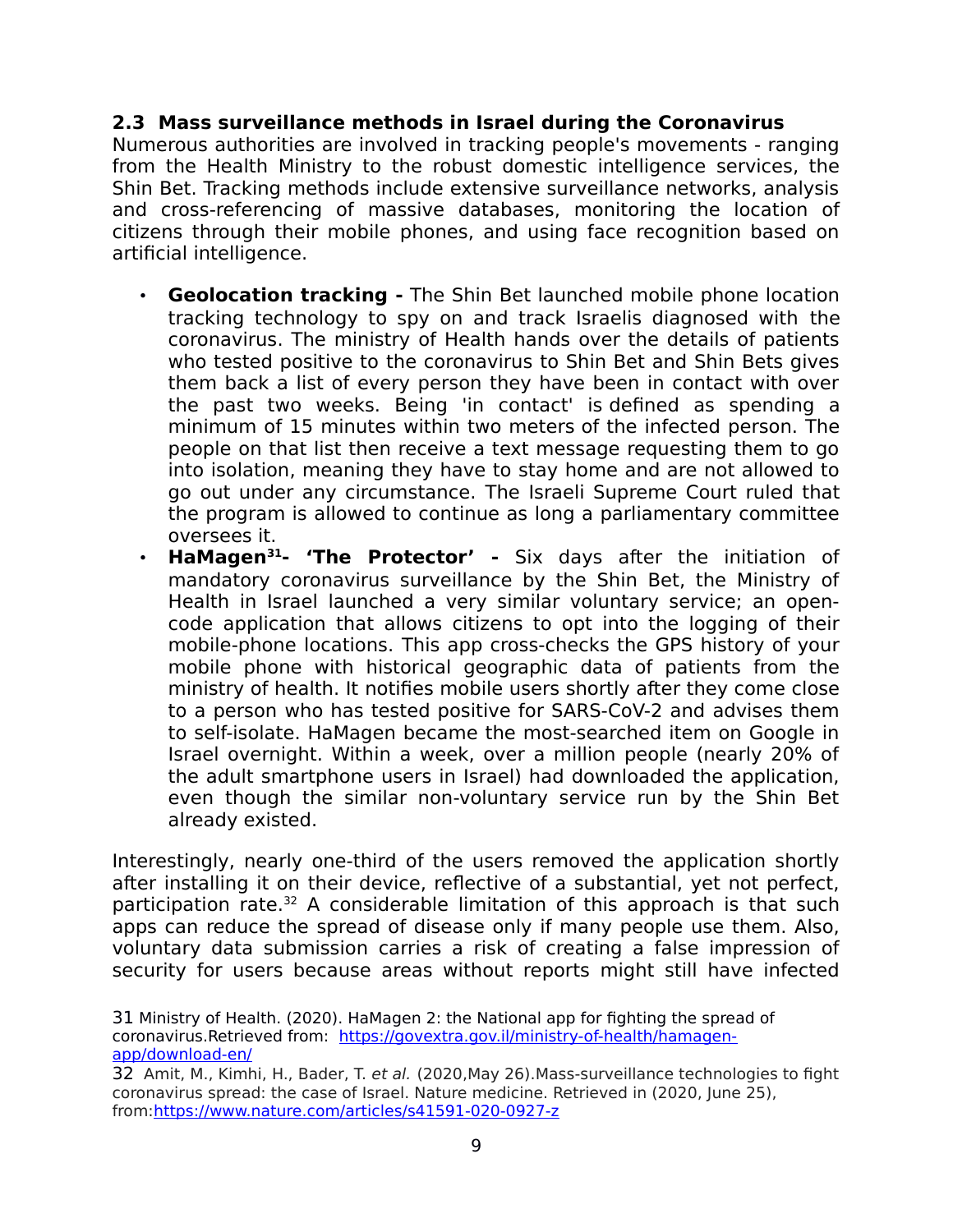### 2.3 Mass surveillance methods in Israel during the Coronavirus

Numerous authorities are involved in tracking people's movements - ranging from the Health Ministry to the robust domestic intelligence services, the Shin Bet. Tracking methods include extensive surveillance networks, analysis and cross-referencing of massive databases, monitoring the location of citizens through their mobile phones, and using face recognition based on artificial intelligence.

- **Geolocation tracking -** The Shin Bet launched mobile phone location tracking technology to spy on and track Israelis diagnosed with the coronavirus. The ministry of Health hands over the details of patients who tested positive to the coronavirus to Shin Bet and Shin Bets gives them back a list of every person they have been in contact with over the past two weeks. Being 'in contact' is defined as spending a minimum of 15 minutes within two meters of the infected person. The people on that list then receive a text message requesting them to go into isolation, meaning they have to stay home and are not allowed to go out under any circumstance. The Israeli Supreme Court ruled that the program is allowed to continue as long a parliamentary committee oversees it.
- **HaMagen[31]- 'The Protector' -** Six days after the initiation of mandatory coronavirus surveillance by the Shin Bet, the Ministry of Health in Israel launched a very similar voluntary service; an open-code application that allows citizens to opt into the logging of their mobile-phone locations. This app cross-checks the GPS history of your mobile phone with historical geographic data of patients from the ministry of health. It notifies mobile users shortly after they come close to a person who has tested positive for SARS-CoV-2 and advises them to self-isolate. HaMagen became the most-searched item on Google in Israel overnight. Within a week, over a million people (nearly 20% of the adult smartphone users in Israel) had downloaded the application, even though the similar non-voluntary service run by the Shin Bet already existed.

Interestingly, nearly one-third of the users removed the application shortly after installing it on their device, reflective of a substantial, yet not perfect, participation rate.[32] A considerable limitation of this approach is that such apps can reduce the spread of disease only if many people use them. Also, voluntary data submission carries a risk of creating a false impression of security for users because areas without reports might still have infected

31 Ministry of Health. (2020). HaMagen 2: the National app for fighting the spread of coronavirus.Retrieved from: [https://govextra.gov.il/ministry-of-health/hamagen-app/download-en/](https://govextra.gov.il/ministry-of-health/hamagen-app/download-en/)

32 Amit, M., Kimhi, H., Bader, T. *et al.* (2020,May 26).Mass-surveillance technologies to fight coronavirus spread: the case of Israel. Nature medicine. Retrieved in (2020, June 25), from:[https://www.nature.com/articles/s41591-020-0927-z](https://www.nature.com/articles/s41591-020-0927-z)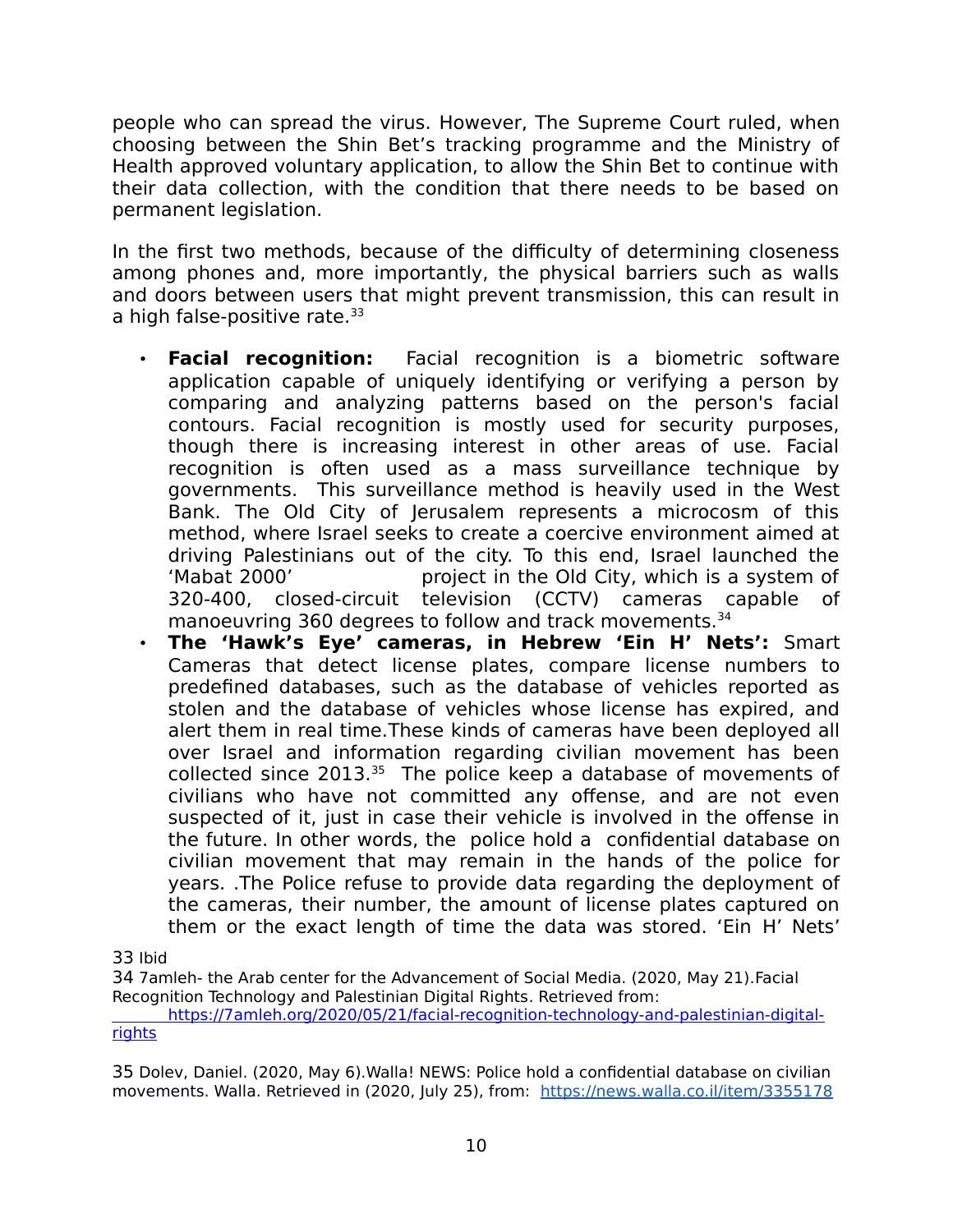people who can spread the virus. However, The Supreme Court ruled, when choosing between the Shin Bet's tracking programme and the Ministry of Health approved voluntary application, to allow the Shin Bet to continue with their data collection, with the condition that there needs to be based on permanent legislation.

In the first two methods, because of the difficulty of determining closeness among phones and, more importantly, the physical barriers such as walls and doors between users that might prevent transmission, this can result in a high false-positive rate.[33]

- **Facial recognition:** Facial recognition is a biometric software application capable of uniquely identifying or verifying a person by comparing and analyzing patterns based on the person's facial contours. Facial recognition is mostly used for security purposes, though there is increasing interest in other areas of use. Facial recognition is often used as a mass surveillance technique by governments. This surveillance method is heavily used in the West Bank. The Old City of Jerusalem represents a microcosm of this method, where Israel seeks to create a coercive environment aimed at driving Palestinians out of the city. To this end, Israel launched the 'Mabat 2000' project in the Old City, which is a system of 320-400, closed-circuit television (CCTV) cameras capable of manoeuvring 360 degrees to follow and track movements.[34]
- **The 'Hawk's Eye' cameras, in Hebrew 'Ein H' Nets':** Smart Cameras that detect license plates, compare license numbers to predefined databases, such as the database of vehicles reported as stolen and the database of vehicles whose license has expired, and alert them in real time.These kinds of cameras have been deployed all over Israel and information regarding civilian movement has been collected since 2013.[35] The police keep a database of movements of civilians who have not committed any offense, and are not even suspected of it, just in case their vehicle is involved in the offense in the future. In other words, the police hold a confidential database on civilian movement that may remain in the hands of the police for years. .The Police refuse to provide data regarding the deployment of the cameras, their number, the amount of license plates captured on them or the exact length of time the data was stored. 'Ein H' Nets'

33 Ibid

34 7amleh- the Arab center for the Advancement of Social Media. (2020, May 21).Facial Recognition Technology and Palestinian Digital Rights. Retrieved from: https://7amleh.org/2020/05/21/facial-recognition-technology-and-palestinian-digital-rights

35 Dolev, Daniel. (2020, May 6).Walla! NEWS: Police hold a confidential database on civilian movements. Walla. Retrieved in (2020, July 25), from: https://news.walla.co.il/item/3355178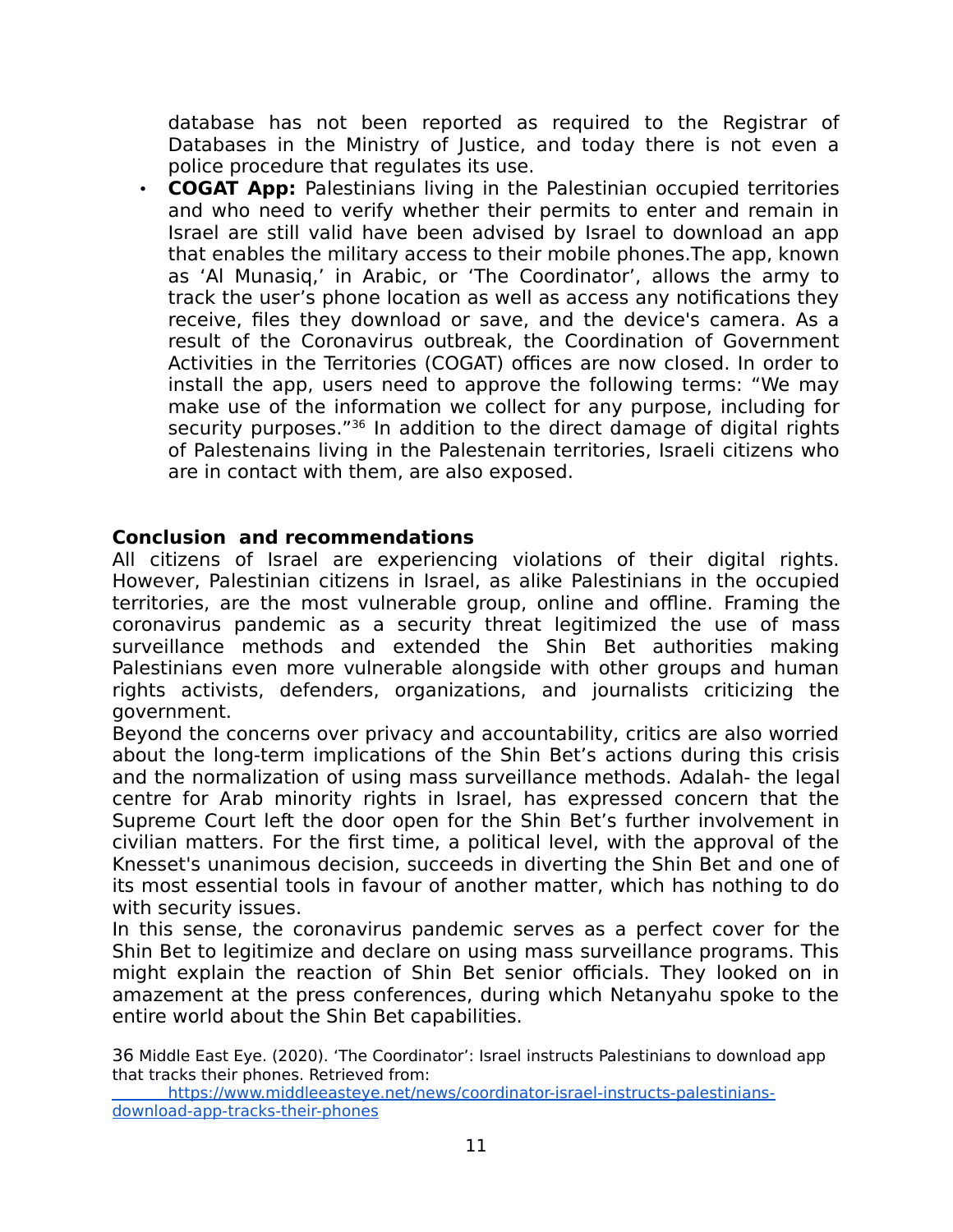database has not been reported as required to the Registrar of Databases in the Ministry of Justice, and today there is not even a police procedure that regulates its use.

- **COGAT App:** Palestinians living in the Palestinian occupied territories and who need to verify whether their permits to enter and remain in Israel are still valid have been advised by Israel to download an app that enables the military access to their mobile phones.The app, known as 'Al Munasiq,' in Arabic, or 'The Coordinator', allows the army to track the user's phone location as well as access any notifications they receive, files they download or save, and the device's camera. As a result of the Coronavirus outbreak, the Coordination of Government Activities in the Territories (COGAT) offices are now closed. In order to install the app, users need to approve the following terms: "We may make use of the information we collect for any purpose, including for security purposes."[36] In addition to the direct damage of digital rights of Palestenains living in the Palestenain territories, Israeli citizens who are in contact with them, are also exposed.

**Conclusion and recommendations**

All citizens of Israel are experiencing violations of their digital rights. However, Palestinian citizens in Israel, as alike Palestinians in the occupied territories, are the most vulnerable group, online and offline. Framing the coronavirus pandemic as a security threat legitimized the use of mass surveillance methods and extended the Shin Bet authorities making Palestinians even more vulnerable alongside with other groups and human rights activists, defenders, organizations, and journalists criticizing the government.

Beyond the concerns over privacy and accountability, critics are also worried about the long-term implications of the Shin Bet's actions during this crisis and the normalization of using mass surveillance methods. Adalah- the legal centre for Arab minority rights in Israel, has expressed concern that the Supreme Court left the door open for the Shin Bet's further involvement in civilian matters. For the first time, a political level, with the approval of the Knesset's unanimous decision, succeeds in diverting the Shin Bet and one of its most essential tools in favour of another matter, which has nothing to do with security issues.

In this sense, the coronavirus pandemic serves as a perfect cover for the Shin Bet to legitimize and declare on using mass surveillance programs. This might explain the reaction of Shin Bet senior officials. They looked on in amazement at the press conferences, during which Netanyahu spoke to the entire world about the Shin Bet capabilities.

36 Middle East Eye. (2020). 'The Coordinator': Israel instructs Palestinians to download app that tracks their phones. Retrieved from: https://www.middleeasteye.net/news/coordinator-israel-instructs-palestinians-download-app-tracks-their-phones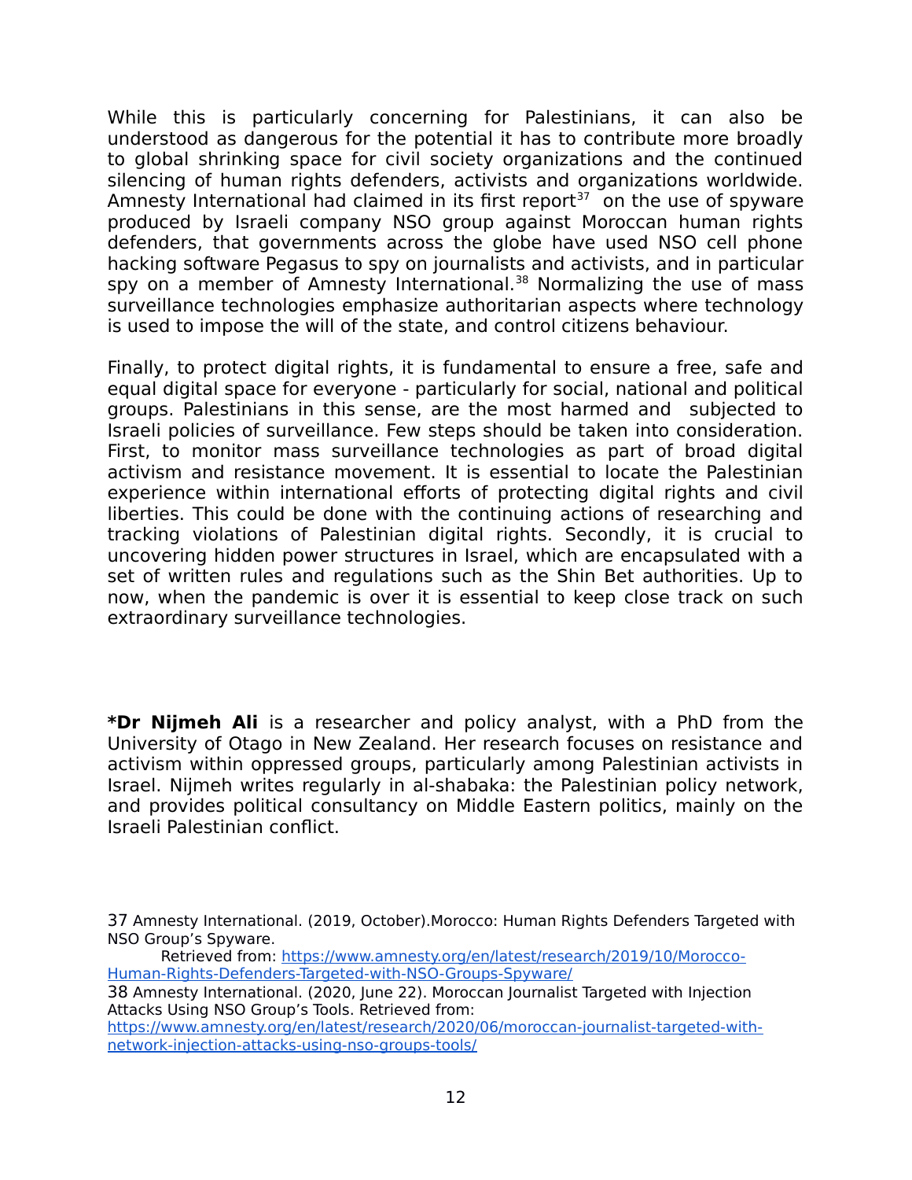While this is particularly concerning for Palestinians, it can also be understood as dangerous for the potential it has to contribute more broadly to global shrinking space for civil society organizations and the continued silencing of human rights defenders, activists and organizations worldwide. Amnesty International had claimed in its first report[37] on the use of spyware produced by Israeli company NSO group against Moroccan human rights defenders, that governments across the globe have used NSO cell phone hacking software Pegasus to spy on journalists and activists, and in particular spy on a member of Amnesty International.[38] Normalizing the use of mass surveillance technologies emphasize authoritarian aspects where technology is used to impose the will of the state, and control citizens behaviour.

Finally, to protect digital rights, it is fundamental to ensure a free, safe and equal digital space for everyone - particularly for social, national and political groups. Palestinians in this sense, are the most harmed and subjected to Israeli policies of surveillance. Few steps should be taken into consideration. First, to monitor mass surveillance technologies as part of broad digital activism and resistance movement. It is essential to locate the Palestinian experience within international efforts of protecting digital rights and civil liberties. This could be done with the continuing actions of researching and tracking violations of Palestinian digital rights. Secondly, it is crucial to uncovering hidden power structures in Israel, which are encapsulated with a set of written rules and regulations such as the Shin Bet authorities. Up to now, when the pandemic is over it is essential to keep close track on such extraordinary surveillance technologies.

***Dr Nijmeh Ali** is a researcher and policy analyst, with a PhD from the University of Otago in New Zealand. Her research focuses on resistance and activism within oppressed groups, particularly among Palestinian activists in Israel. Nijmeh writes regularly in al-shabaka: the Palestinian policy network, and provides political consultancy on Middle Eastern politics, mainly on the Israeli Palestinian conflict.

37 Amnesty International. (2019, October).Morocco: Human Rights Defenders Targeted with NSO Group's Spyware.
Retrieved from: https://www.amnesty.org/en/latest/research/2019/10/Morocco-Human-Rights-Defenders-Targeted-with-NSO-Groups-Spyware/

38 Amnesty International. (2020, June 22). Moroccan Journalist Targeted with Injection Attacks Using NSO Group's Tools. Retrieved from: https://www.amnesty.org/en/latest/research/2020/06/moroccan-journalist-targeted-with-network-injection-attacks-using-nso-groups-tools/